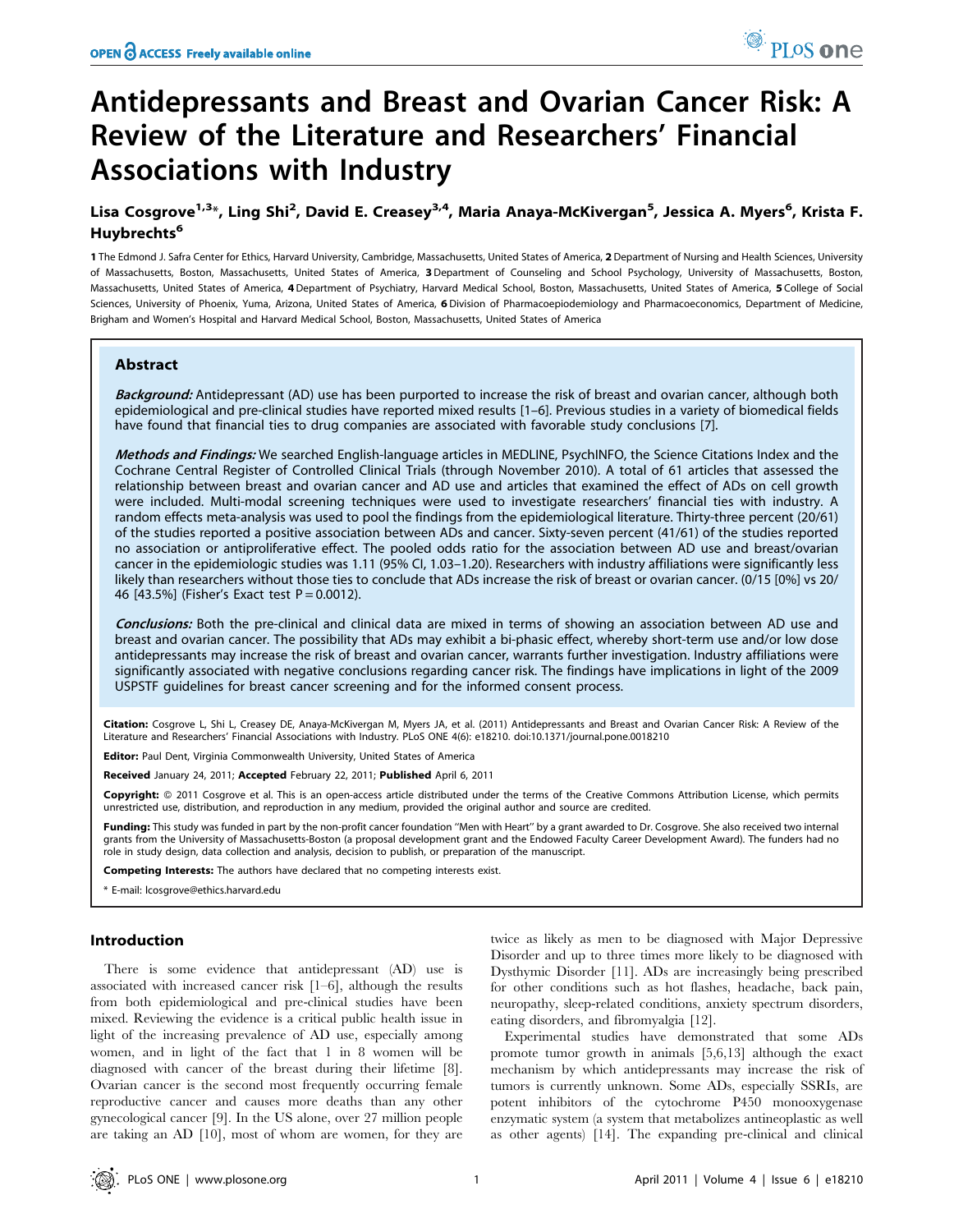# Antidepressants and Breast and Ovarian Cancer Risk: A Review of the Literature and Researchers' Financial Associations with Industry

**Lisa Cosgrove[1,3]*, Ling Shi[2], David E. Creasey[3,4], Maria Anaya-McKivergan[5], Jessica A. Myers[6], Krista F. Huybrechts[6]**

1 The Edmond J. Safra Center for Ethics, Harvard University, Cambridge, Massachusetts, United States of America, 2 Department of Nursing and Health Sciences, University of Massachusetts, Boston, Massachusetts, United States of America, 3 Department of Counseling and School Psychology, University of Massachusetts, Boston, Massachusetts, United States of America, 4 Department of Psychiatry, Harvard Medical School, Boston, Massachusetts, United States of America, 5 College of Social Sciences, University of Phoenix, Yuma, Arizona, United States of America, 6 Division of Pharmacoepidemiology and Pharmacoeconomics, Department of Medicine, Brigham and Women's Hospital and Harvard Medical School, Boston, Massachusetts, United States of America

## Abstract

***Background:*** Antidepressant (AD) use has been purported to increase the risk of breast and ovarian cancer, although both epidemiological and pre-clinical studies have reported mixed results [1–6]. Previous studies in a variety of biomedical fields have found that financial ties to drug companies are associated with favorable study conclusions [7].

***Methods and Findings:*** We searched English-language articles in MEDLINE, PsychINFO, the Science Citations Index and the Cochrane Central Register of Controlled Clinical Trials (through November 2010). A total of 61 articles that assessed the relationship between breast and ovarian cancer and AD use and articles that examined the effect of ADs on cell growth were included. Multi-modal screening techniques were used to investigate researchers' financial ties with industry. A random effects meta-analysis was used to pool the findings from the epidemiological literature. Thirty-three percent (20/61) of the studies reported a positive association between ADs and cancer. Sixty-seven percent (41/61) of the studies reported no association or antiproliferative effect. The pooled odds ratio for the association between AD use and breast/ovarian cancer in the epidemiologic studies was 1.11 (95% CI, 1.03–1.20). Researchers with industry affiliations were significantly less likely than researchers without those ties to conclude that ADs increase the risk of breast or ovarian cancer. (0/15 [0%] vs 20/46 [43.5%] (Fisher's Exact test P = 0.0012).

***Conclusions:*** Both the pre-clinical and clinical data are mixed in terms of showing an association between AD use and breast and ovarian cancer. The possibility that ADs may exhibit a bi-phasic effect, whereby short-term use and/or low dose antidepressants may increase the risk of breast and ovarian cancer, warrants further investigation. Industry affiliations were significantly associated with negative conclusions regarding cancer risk. The findings have implications in light of the 2009 USPSTF guidelines for breast cancer screening and for the informed consent process.

**Citation:** Cosgrove L, Shi L, Creasey DE, Anaya-McKivergan M, Myers JA, et al. (2011) Antidepressants and Breast and Ovarian Cancer Risk: A Review of the Literature and Researchers' Financial Associations with Industry. PLoS ONE 4(6): e18210. doi:10.1371/journal.pone.0018210

**Editor:** Paul Dent, Virginia Commonwealth University, United States of America

**Received** January 24, 2011; **Accepted** February 22, 2011; **Published** April 6, 2011

**Copyright:** © 2011 Cosgrove et al. This is an open-access article distributed under the terms of the Creative Commons Attribution License, which permits unrestricted use, distribution, and reproduction in any medium, provided the original author and source are credited.

**Funding:** This study was funded in part by the non-profit cancer foundation "Men with Heart" by a grant awarded to Dr. Cosgrove. She also received two internal grants from the University of Massachusetts-Boston (a proposal development grant and the Endowed Faculty Career Development Award). The funders had no role in study design, data collection and analysis, decision to publish, or preparation of the manuscript.

**Competing Interests:** The authors have declared that no competing interests exist.

* E-mail: lcosgrove@ethics.harvard.edu

## Introduction

There is some evidence that antidepressant (AD) use is associated with increased cancer risk [1–6], although the results from both epidemiological and pre-clinical studies have been mixed. Reviewing the evidence is a critical public health issue in light of the increasing prevalence of AD use, especially among women, and in light of the fact that 1 in 8 women will be diagnosed with cancer of the breast during their lifetime [8]. Ovarian cancer is the second most frequently occurring female reproductive cancer and causes more deaths than any other gynecological cancer [9]. In the US alone, over 27 million people are taking an AD [10], most of whom are women, for they are twice as likely as men to be diagnosed with Major Depressive Disorder and up to three times more likely to be diagnosed with Dysthymic Disorder [11]. ADs are increasingly being prescribed for other conditions such as hot flashes, headache, back pain, neuropathy, sleep-related conditions, anxiety spectrum disorders, eating disorders, and fibromyalgia [12].

Experimental studies have demonstrated that some ADs promote tumor growth in animals [5,6,13] although the exact mechanism by which antidepressants may increase the risk of tumors is currently unknown. Some ADs, especially SSRIs, are potent inhibitors of the cytochrome P450 monooxygenase enzymatic system (a system that metabolizes antineoplastic as well as other agents) [14]. The expanding pre-clinical and clinical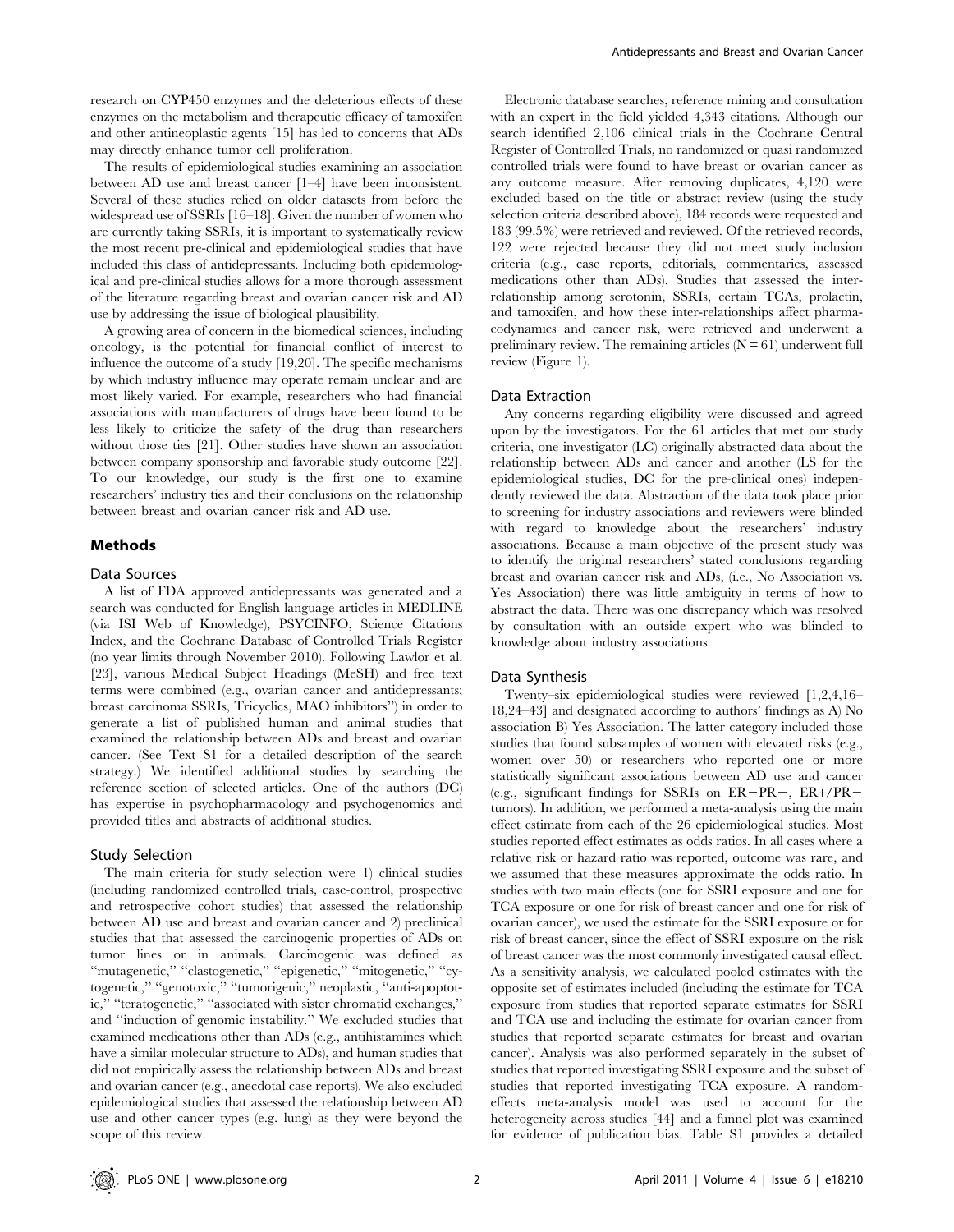research on CYP450 enzymes and the deleterious effects of these enzymes on the metabolism and therapeutic efficacy of tamoxifen and other antineoplastic agents [15] has led to concerns that ADs may directly enhance tumor cell proliferation.

The results of epidemiological studies examining an association between AD use and breast cancer [1–4] have been inconsistent. Several of these studies relied on older datasets from before the widespread use of SSRIs [16–18]. Given the number of women who are currently taking SSRIs, it is important to systematically review the most recent pre-clinical and epidemiological studies that have included this class of antidepressants. Including both epidemiological and pre-clinical studies allows for a more thorough assessment of the literature regarding breast and ovarian cancer risk and AD use by addressing the issue of biological plausibility.

A growing area of concern in the biomedical sciences, including oncology, is the potential for financial conflict of interest to influence the outcome of a study [19,20]. The specific mechanisms by which industry influence may operate remain unclear and are most likely varied. For example, researchers who had financial associations with manufacturers of drugs have been found to be less likely to criticize the safety of the drug than researchers without those ties [21]. Other studies have shown an association between company sponsorship and favorable study outcome [22]. To our knowledge, our study is the first one to examine researchers' industry ties and their conclusions on the relationship between breast and ovarian cancer risk and AD use.

## Methods

### Data Sources

A list of FDA approved antidepressants was generated and a search was conducted for English language articles in MEDLINE (via ISI Web of Knowledge), PSYCINFO, Science Citations Index, and the Cochrane Database of Controlled Trials Register (no year limits through November 2010). Following Lawlor et al. [23], various Medical Subject Headings (MeSH) and free text terms were combined (e.g., ovarian cancer and antidepressants; breast carcinoma SSRIs, Tricyclics, MAO inhibitors") in order to generate a list of published human and animal studies that examined the relationship between ADs and breast and ovarian cancer. (See Text S1 for a detailed description of the search strategy.) We identified additional studies by searching the reference section of selected articles. One of the authors (DC) has expertise in psychopharmacology and psychogenomics and provided titles and abstracts of additional studies.

### Study Selection

The main criteria for study selection were 1) clinical studies (including randomized controlled trials, case-control, prospective and retrospective cohort studies) that assessed the relationship between AD use and breast and ovarian cancer and 2) preclinical studies that that assessed the carcinogenic properties of ADs on tumor lines or in animals. Carcinogenic was defined as "mutagenetic," "clastogenetic," "epigenetic," "mitogenetic," "cytogenetic," "genotoxic," "tumorigenic," neoplastic, "anti-apoptotic," "teratogenetic," "associated with sister chromatid exchanges," and "induction of genomic instability." We excluded studies that examined medications other than ADs (e.g., antihistamines which have a similar molecular structure to ADs), and human studies that did not empirically assess the relationship between ADs and breast and ovarian cancer (e.g., anecdotal case reports). We also excluded epidemiological studies that assessed the relationship between AD use and other cancer types (e.g. lung) as they were beyond the scope of this review.

Electronic database searches, reference mining and consultation with an expert in the field yielded 4,343 citations. Although our search identified 2,106 clinical trials in the Cochrane Central Register of Controlled Trials, no randomized or quasi randomized controlled trials were found to have breast or ovarian cancer as any outcome measure. After removing duplicates, 4,120 were excluded based on the title or abstract review (using the study selection criteria described above), 184 records were requested and 183 (99.5%) were retrieved and reviewed. Of the retrieved records, 122 were rejected because they did not meet study inclusion criteria (e.g., case reports, editorials, commentaries, assessed medications other than ADs). Studies that assessed the inter-relationship among serotonin, SSRIs, certain TCAs, prolactin, and tamoxifen, and how these inter-relationships affect pharmacodynamics and cancer risk, were retrieved and underwent a preliminary review. The remaining articles (N = 61) underwent full review (Figure 1).

### Data Extraction

Any concerns regarding eligibility were discussed and agreed upon by the investigators. For the 61 articles that met our study criteria, one investigator (LC) originally abstracted data about the relationship between ADs and cancer and another (LS for the epidemiological studies, DC for the pre-clinical ones) independently reviewed the data. Abstraction of the data took place prior to screening for industry associations and reviewers were blinded with regard to knowledge about the researchers' industry associations. Because a main objective of the present study was to identify the original researchers' stated conclusions regarding breast and ovarian cancer risk and ADs, (i.e., No Association vs. Yes Association) there was little ambiguity in terms of how to abstract the data. There was one discrepancy which was resolved by consultation with an outside expert who was blinded to knowledge about industry associations.

### Data Synthesis

Twenty-six epidemiological studies were reviewed [1,2,4,16–18,24–43] and designated according to authors' findings as A) No association B) Yes Association. The latter category included those studies that found subsamples of women with elevated risks (e.g., women over 50) or researchers who reported one or more statistically significant associations between AD use and cancer (e.g., significant findings for SSRIs on ER−PR−, ER+/PR− tumors). In addition, we performed a meta-analysis using the main effect estimate from each of the 26 epidemiological studies. Most studies reported effect estimates as odds ratios. In all cases where a relative risk or hazard ratio was reported, outcome was rare, and we assumed that these measures approximate the odds ratio. In studies with two main effects (one for SSRI exposure and one for TCA exposure or one for risk of breast cancer and one for risk of ovarian cancer), we used the estimate for the SSRI exposure or for risk of breast cancer, since the effect of SSRI exposure on the risk of breast cancer was the most commonly investigated causal effect. As a sensitivity analysis, we calculated pooled estimates with the opposite set of estimates included (including the estimate for TCA exposure from studies that reported separate estimates for SSRI and TCA use and including the estimate for ovarian cancer from studies that reported separate estimates for breast and ovarian cancer). Analysis was also performed separately in the subset of studies that reported investigating SSRI exposure and the subset of studies that reported investigating TCA exposure. A random-effects meta-analysis model was used to account for the heterogeneity across studies [44] and a funnel plot was examined for evidence of publication bias. Table S1 provides a detailed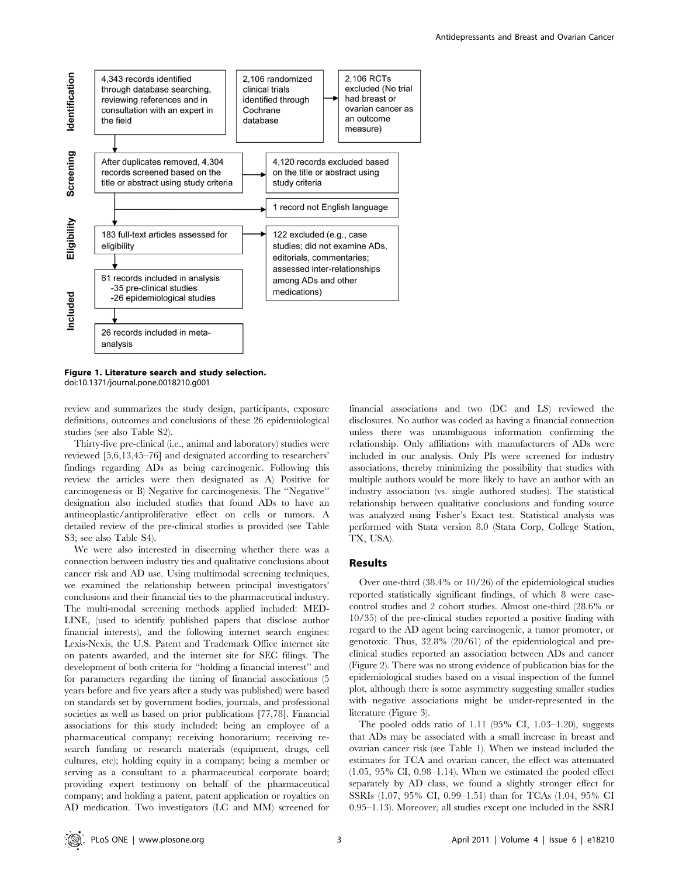Identification

4,343 records identified through database searching, reviewing references and in consultation with an expert in the field

2,106 randomized clinical trials identified through Cochrane database

2,106 RCTs excluded (No trial had breast or ovarian cancer as an outcome measure)

Screening

After duplicates removed, 4,304 records screened based on the title or abstract using study criteria

4,120 records excluded based on the title or abstract using study criteria

1 record not English language

Eligibility

183 full-text articles assessed for eligibility

122 excluded (e.g., case studies; did not examine ADs, editorials, commentaries; assessed inter-relationships among ADs and other medications)

Included

61 records included in analysis
-35 pre-clinical studies
-26 epidemiological studies

26 records included in meta-analysis

**Figure 1. Literature search and study selection.**
doi:10.1371/journal.pone.0018210.g001

review and summarizes the study design, participants, exposure definitions, outcomes and conclusions of these 26 epidemiological studies (see also Table S2).

Thirty-five pre-clinical (i.e., animal and laboratory) studies were reviewed [5,6,13,45–76] and designated according to researchers' findings regarding ADs as being carcinogenic. Following this review the articles were then designated as A) Positive for carcinogenesis or B) Negative for carcinogenesis. The "Negative" designation also included studies that found ADs to have an antineoplastic/antiproliferative effect on cells or tumors. A detailed review of the pre-clinical studies is provided (see Table S3; see also Table S4).

We were also interested in discerning whether there was a connection between industry ties and qualitative conclusions about cancer risk and AD use. Using multimodal screening techniques, we examined the relationship between principal investigators' conclusions and their financial ties to the pharmaceutical industry. The multi-modal screening methods applied included: MEDLINE, (used to identify published papers that disclose author financial interests), and the following internet search engines: Lexis-Nexis, the U.S. Patent and Trademark Office internet site on patents awarded, and the internet site for SEC filings. The development of both criteria for "holding a financial interest" and for parameters regarding the timing of financial associations (5 years before and five years after a study was published) were based on standards set by government bodies, journals, and professional societies as well as based on prior publications [77,78]. Financial associations for this study included: being an employee of a pharmaceutical company; receiving honorarium; receiving research funding or research materials (equipment, drugs, cell cultures, etc); holding equity in a company; being a member or serving as a consultant to a pharmaceutical corporate board; providing expert testimony on behalf of the pharmaceutical company; and holding a patent, patent application or royalties on AD medication. Two investigators (LC and MM) screened for financial associations and two (DC and LS) reviewed the disclosures. No author was coded as having a financial connection unless there was unambiguous information confirming the relationship. Only affiliations with manufacturers of ADs were included in our analysis. Only PIs were screened for industry associations, thereby minimizing the possibility that studies with multiple authors would be more likely to have an author with an industry association (vs. single authored studies). The statistical relationship between qualitative conclusions and funding source was analyzed using Fisher's Exact test. Statistical analysis was performed with Stata version 8.0 (Stata Corp, College Station, TX, USA).

## Results

Over one-third (38.4% or 10/26) of the epidemiological studies reported statistically significant findings, of which 8 were case-control studies and 2 cohort studies. Almost one-third (28.6% or 10/35) of the pre-clinical studies reported a positive finding with regard to the AD agent being carcinogenic, a tumor promoter, or genotoxic. Thus, 32.8% (20/61) of the epidemiological and pre-clinical studies reported an association between ADs and cancer (Figure 2). There was no strong evidence of publication bias for the epidemiological studies based on a visual inspection of the funnel plot, although there is some asymmetry suggesting smaller studies with negative associations might be under-represented in the literature (Figure 3).

The pooled odds ratio of 1.11 (95% CI, 1.03–1.20), suggests that ADs may be associated with a small increase in breast and ovarian cancer risk (see Table 1). When we instead included the estimates for TCA and ovarian cancer, the effect was attenuated (1.05, 95% CI, 0.98–1.14). When we estimated the pooled effect separately by AD class, we found a slightly stronger effect for SSRIs (1.07, 95% CI, 0.99–1.51) than for TCAs (1.04, 95% CI 0.95–1.13). Moreover, all studies except one included in the SSRI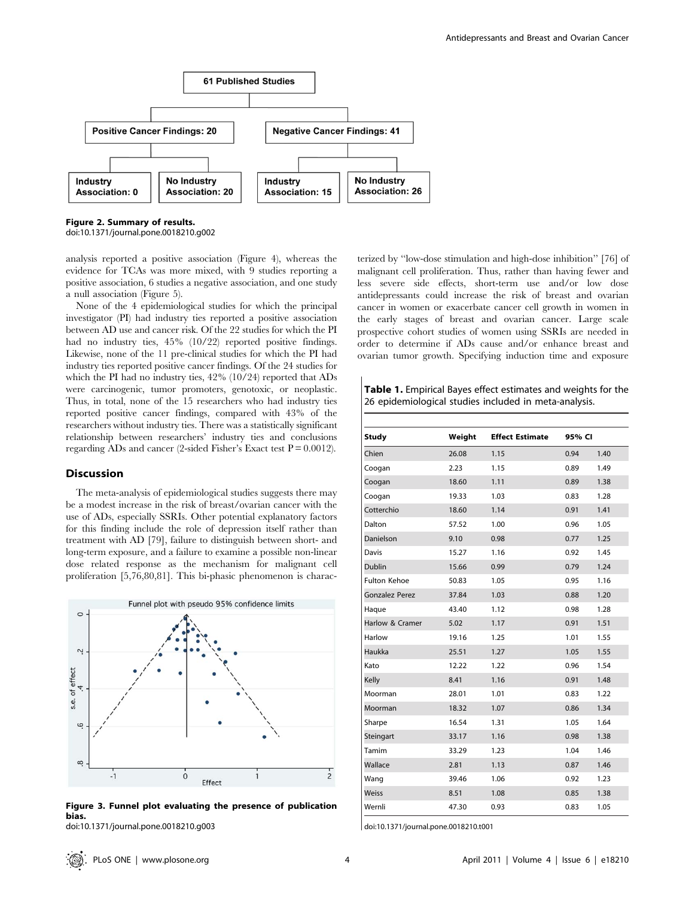**Figure 2. Summary of results.**
doi:10.1371/journal.pone.0018210.g002

analysis reported a positive association (Figure 4), whereas the evidence for TCAs was more mixed, with 9 studies reporting a positive association, 6 studies a negative association, and one study a null association (Figure 5).

None of the 4 epidemiological studies for which the principal investigator (PI) had industry ties reported a positive association between AD use and cancer risk. Of the 22 studies for which the PI had no industry ties, 45% (10/22) reported positive findings. Likewise, none of the 11 pre-clinical studies for which the PI had industry ties reported positive cancer findings. Of the 24 studies for which the PI had no industry ties, 42% (10/24) reported that ADs were carcinogenic, tumor promoters, genotoxic, or neoplastic. Thus, in total, none of the 15 researchers who had industry ties reported positive cancer findings, compared with 43% of the researchers without industry ties. There was a statistically significant relationship between researchers' industry ties and conclusions regarding ADs and cancer (2-sided Fisher's Exact test $P = 0.0012$).

## Discussion

The meta-analysis of epidemiological studies suggests there may be a modest increase in the risk of breast/ovarian cancer with the use of ADs, especially SSRIs. Other potential explanatory factors for this finding include the role of depression itself rather than treatment with AD [79], failure to distinguish between short- and long-term exposure, and a failure to examine a possible non-linear dose related response as the mechanism for malignant cell proliferation [5,76,80,81]. This bi-phasic phenomenon is characterized by "low-dose stimulation and high-dose inhibition" [76] of malignant cell proliferation. Thus, rather than having fewer and less severe side effects, short-term use and/or low dose antidepressants could increase the risk of breast and ovarian cancer in women or exacerbate cancer cell growth in women in the early stages of breast and ovarian cancer. Large scale prospective cohort studies of women using SSRIs are needed in order to determine if ADs cause and/or enhance breast and ovarian tumor growth. Specifying induction time and exposure

**Figure 3. Funnel plot evaluating the presence of publication bias.**
doi:10.1371/journal.pone.0018210.g003

**Table 1.** Empirical Bayes effect estimates and weights for the 26 epidemiological studies included in meta-analysis.

| Study | Weight | Effect Estimate | 95% CI | |
|---|---|---|---|---|
| Chien | 26.08 | 1.15 | 0.94 | 1.40 |
| Coogan | 2.23 | 1.15 | 0.89 | 1.49 |
| Coogan | 18.60 | 1.11 | 0.89 | 1.38 |
| Coogan | 19.33 | 1.03 | 0.83 | 1.28 |
| Cotterchio | 18.60 | 1.14 | 0.91 | 1.41 |
| Dalton | 57.52 | 1.00 | 0.96 | 1.05 |
| Danielson | 9.10 | 0.98 | 0.77 | 1.25 |
| Davis | 15.27 | 1.16 | 0.92 | 1.45 |
| Dublin | 15.66 | 0.99 | 0.79 | 1.24 |
| Fulton Kehoe | 50.83 | 1.05 | 0.95 | 1.16 |
| Gonzalez Perez | 37.84 | 1.03 | 0.88 | 1.20 |
| Haque | 43.40 | 1.12 | 0.98 | 1.28 |
| Harlow & Cramer | 5.02 | 1.17 | 0.91 | 1.51 |
| Harlow | 19.16 | 1.25 | 1.01 | 1.55 |
| Haukka | 25.51 | 1.27 | 1.05 | 1.55 |
| Kato | 12.22 | 1.22 | 0.96 | 1.54 |
| Kelly | 8.41 | 1.16 | 0.91 | 1.48 |
| Moorman | 28.01 | 1.01 | 0.83 | 1.22 |
| Moorman | 18.32 | 1.07 | 0.86 | 1.34 |
| Sharpe | 16.54 | 1.31 | 1.05 | 1.64 |
| Steingart | 33.17 | 1.16 | 0.98 | 1.38 |
| Tamim | 33.29 | 1.23 | 1.04 | 1.46 |
| Wallace | 2.81 | 1.13 | 0.87 | 1.46 |
| Wang | 39.46 | 1.06 | 0.92 | 1.23 |
| Weiss | 8.51 | 1.08 | 0.85 | 1.38 |
| Wernli | 47.30 | 0.93 | 0.83 | 1.05 |

doi:10.1371/journal.pone.0018210.t001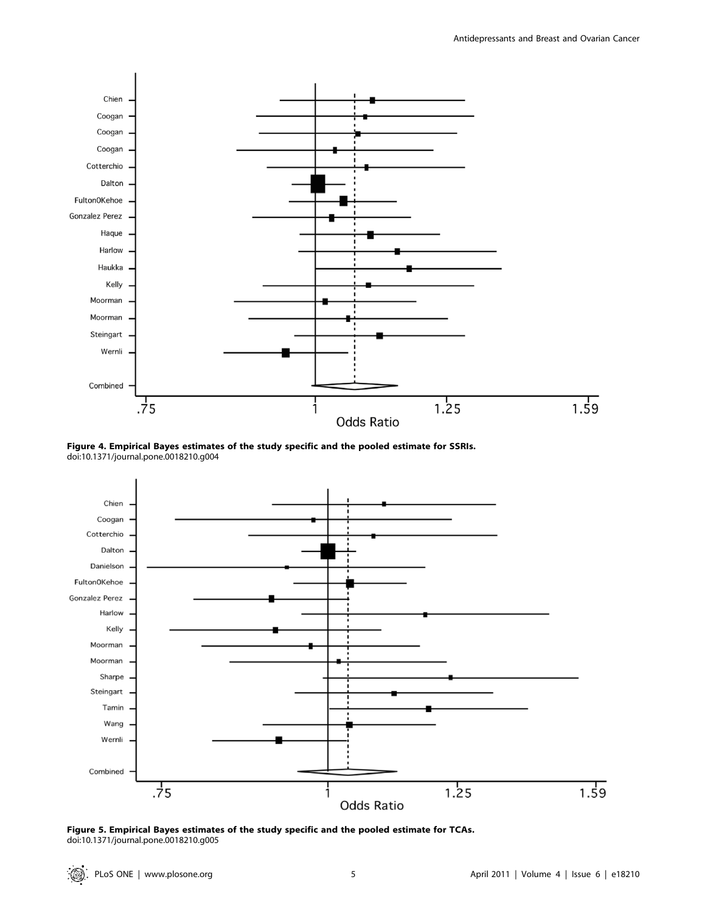Figure 4. Empirical Bayes estimates of the study specific and the pooled estimate for SSRIs.
doi:10.1371/journal.pone.0018210.g004

Figure 5. Empirical Bayes estimates of the study specific and the pooled estimate for TCAs.
doi:10.1371/journal.pone.0018210.g005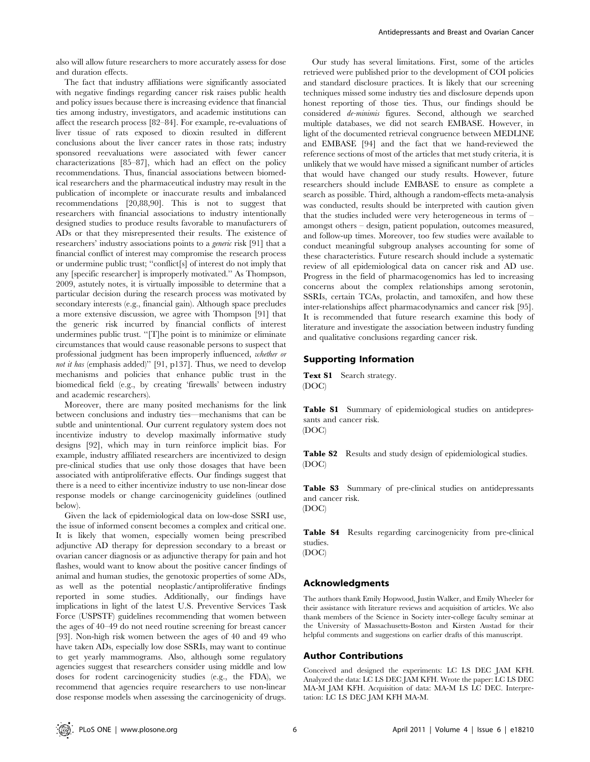also will allow future researchers to more accurately assess for dose and duration effects.

The fact that industry affiliations were significantly associated with negative findings regarding cancer risk raises public health and policy issues because there is increasing evidence that financial ties among industry, investigators, and academic institutions can affect the research process [82–84]. For example, re-evaluations of liver tissue of rats exposed to dioxin resulted in different conclusions about the liver cancer rates in those rats; industry sponsored reevaluations were associated with fewer cancer characterizations [85–87], which had an effect on the policy recommendations. Thus, financial associations between biomedical researchers and the pharmaceutical industry may result in the publication of incomplete or inaccurate results and imbalanced recommendations [20,88,90]. This is not to suggest that researchers with financial associations to industry intentionally designed studies to produce results favorable to manufacturers of ADs or that they misrepresented their results. The existence of researchers' industry associations points to a *generic* risk [91] that a financial conflict of interest may compromise the research process or undermine public trust; "conflict[s] of interest do not imply that any [specific researcher] is improperly motivated." As Thompson, 2009, astutely notes, it is virtually impossible to determine that a particular decision during the research process was motivated by secondary interests (e.g., financial gain). Although space precludes a more extensive discussion, we agree with Thompson [91] that the generic risk incurred by financial conflicts of interest undermines public trust. "[T]he point is to minimize or eliminate circumstances that would cause reasonable persons to suspect that professional judgment has been improperly influenced, *whether or not it has* (emphasis added)" [91, p137]. Thus, we need to develop mechanisms and policies that enhance public trust in the biomedical field (e.g., by creating 'firewalls' between industry and academic researchers).

Moreover, there are many posited mechanisms for the link between conclusions and industry ties—mechanisms that can be subtle and unintentional. Our current regulatory system does not incentivize industry to develop maximally informative study designs [92], which may in turn reinforce implicit bias. For example, industry affiliated researchers are incentivized to design pre-clinical studies that use only those dosages that have been associated with antiproliferative effects. Our findings suggest that there is a need to either incentivize industry to use non-linear dose response models or change carcinogenicity guidelines (outlined below).

Given the lack of epidemiological data on low-dose SSRI use, the issue of informed consent becomes a complex and critical one. It is likely that women, especially women being prescribed adjunctive AD therapy for depression secondary to a breast or ovarian cancer diagnosis or as adjunctive therapy for pain and hot flashes, would want to know about the positive cancer findings of animal and human studies, the genotoxic properties of some ADs, as well as the potential neoplastic/antiproliferative findings reported in some studies. Additionally, our findings have implications in light of the latest U.S. Preventive Services Task Force (USPSTF) guidelines recommending that women between the ages of 40–49 do not need routine screening for breast cancer [93]. Non-high risk women between the ages of 40 and 49 who have taken ADs, especially low dose SSRIs, may want to continue to get yearly mammograms. Also, although some regulatory agencies suggest that researchers consider using middle and low doses for rodent carcinogenicity studies (e.g., the FDA), we recommend that agencies require researchers to use non-linear dose response models when assessing the carcinogenicity of drugs.

Our study has several limitations. First, some of the articles retrieved were published prior to the development of COI policies and standard disclosure practices. It is likely that our screening techniques missed some industry ties and disclosure depends upon honest reporting of those ties. Thus, our findings should be considered *de-minimis* figures. Second, although we searched multiple databases, we did not search EMBASE. However, in light of the documented retrieval congruence between MEDLINE and EMBASE [94] and the fact that we hand-reviewed the reference sections of most of the articles that met study criteria, it is unlikely that we would have missed a significant number of articles that would have changed our study results. However, future researchers should include EMBASE to ensure as complete a search as possible. Third, although a random-effects meta-analysis was conducted, results should be interpreted with caution given that the studies included were very heterogeneous in terms of – amongst others – design, patient population, outcomes measured, and follow-up times. Moreover, too few studies were available to conduct meaningful subgroup analyses accounting for some of these characteristics. Future research should include a systematic review of all epidemiological data on cancer risk and AD use. Progress in the field of pharmacogenomics has led to increasing concerns about the complex relationships among serotonin, SSRIs, certain TCAs, prolactin, and tamoxifen, and how these inter-relationships affect pharmacodynamics and cancer risk [95]. It is recommended that future research examine this body of literature and investigate the association between industry funding and qualitative conclusions regarding cancer risk.

## Supporting Information

**Text S1** Search strategy.
(DOC)

**Table S1** Summary of epidemiological studies on antidepressants and cancer risk.
(DOC)

**Table S2** Results and study design of epidemiological studies.
(DOC)

**Table S3** Summary of pre-clinical studies on antidepressants and cancer risk.
(DOC)

**Table S4** Results regarding carcinogenicity from pre-clinical studies.
(DOC)

## Acknowledgments

The authors thank Emily Hopwood, Justin Walker, and Emily Wheeler for their assistance with literature reviews and acquisition of articles. We also thank members of the Science in Society inter-college faculty seminar at the University of Massachusetts-Boston and Kirsten Austad for their helpful comments and suggestions on earlier drafts of this manuscript.

## Author Contributions

Conceived and designed the experiments: LC LS DEC JAM KFH. Analyzed the data: LC LS DEC JAM KFH. Wrote the paper: LC LS DEC MA-M JAM KFH. Acquisition of data: MA-M LS LC DEC. Interpretation: LC LS DEC JAM KFH MA-M.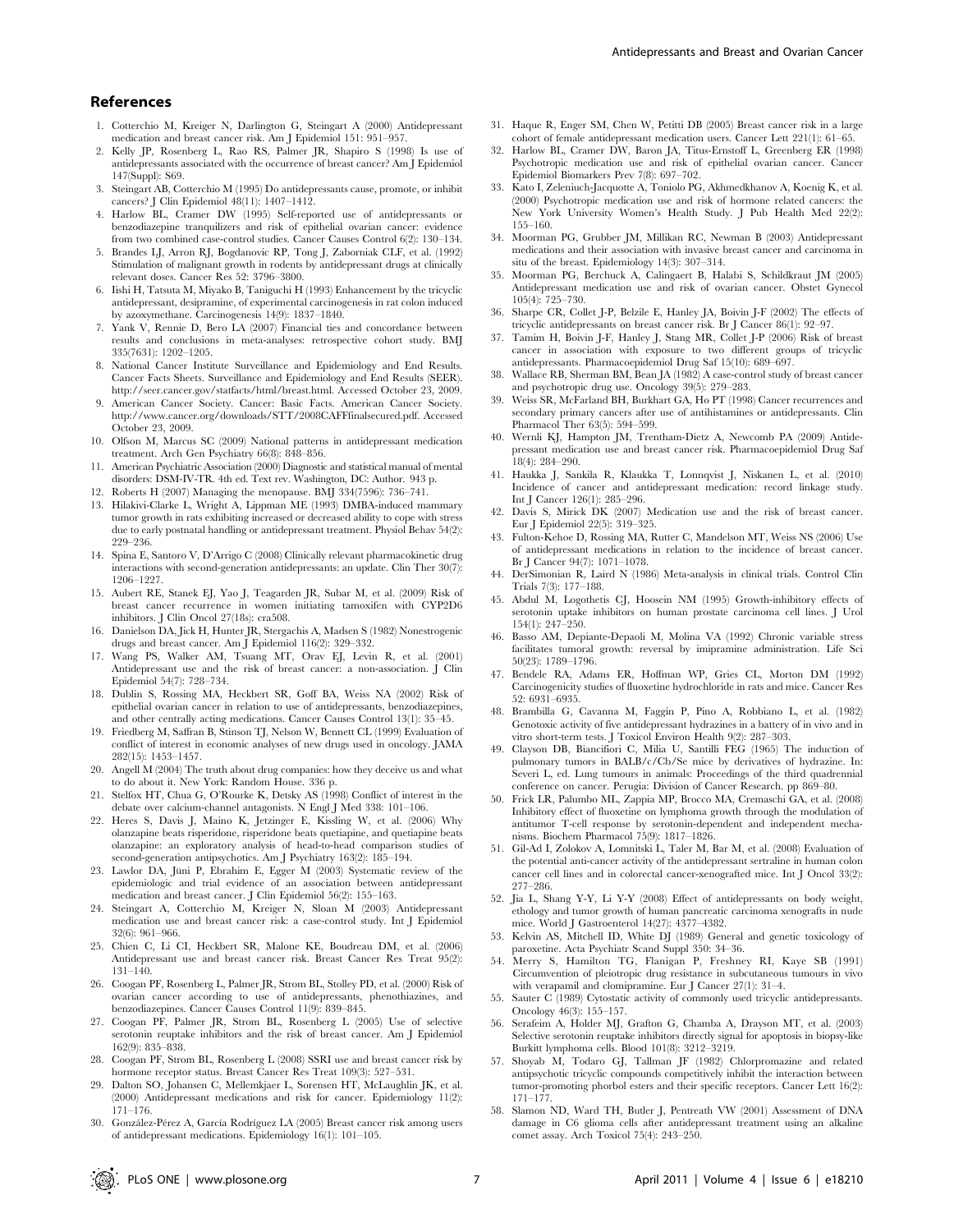## References

1. Cotterchio M, Kreiger N, Darlington G, Steingart A (2000) Antidepressant medication and breast cancer risk. Am J Epidemiol 151: 951–957.
2. Kelly JP, Rosenberg L, Rao RS, Palmer JR, Shapiro S (1998) Is use of antidepressants associated with the occurrence of breast cancer? Am J Epidemiol 147(Suppl): S69.
3. Steingart AB, Cotterchio M (1995) Do antidepressants cause, promote, or inhibit cancers? J Clin Epidemiol 48(11): 1407–1412.
4. Harlow BL, Cramer DW (1995) Self-reported use of antidepressants or benzodiazepine tranquilizers and risk of epithelial ovarian cancer: evidence from two combined case-control studies. Cancer Causes Control 6(2): 130–134.
5. Brandes LJ, Arron RJ, Bogdanovic RP, Tong J, Zaborniak CLF, et al. (1992) Stimulation of malignant growth in rodents by antidepressant drugs at clinically relevant doses. Cancer Res 52: 3796–3800.
6. Iishi H, Tatsuta M, Miyako B, Taniguchi H (1993) Enhancement by the tricyclic antidepressant, desipramine, of experimental carcinogenesis in rat colon induced by azoxymethane. Carcinogenesis 14(9): 1837–1840.
7. Yank V, Rennie D, Bero LA (2007) Financial ties and concordance between results and conclusions in meta-analyses: retrospective cohort study. BMJ 335(7631): 1202–1205.
8. National Cancer Institute Surveillance and Epidemiology and End Results. Cancer Facts Sheets. Surveillance and Epidemiology and End Results (SEER). http://seer.cancer.gov/statfacts/html/breast.html. Accessed October 23, 2009.
9. American Cancer Society. Cancer: Basic Facts. American Cancer Society. http://www.cancer.org/downloads/STT/2008CAFFfinalsecured.pdf. Accessed October 23, 2009.
10. Olfson M, Marcus SC (2009) National patterns in antidepressant medication treatment. Arch Gen Psychiatry 66(8): 848–856.
11. American Psychiatric Association (2000) Diagnostic and statistical manual of mental disorders: DSM-IV-TR. 4th ed. Text rev. Washington, DC: Author. 943 p.
12. Roberts H (2007) Managing the menopause. BMJ 334(7596): 736–741.
13. Hilakivi-Clarke L, Wright A, Lippman ME (1993) DMBA-induced mammary tumor growth in rats exhibiting increased or decreased ability to cope with stress due to early postnatal handling or antidepressant treatment. Physiol Behav 54(2): 229–236.
14. Spina E, Santoro V, D'Arrigo C (2008) Clinically relevant pharmacokinetic drug interactions with second-generation antidepressants: an update. Clin Ther 30(7): 1206–1227.
15. Aubert RE, Stanek EJ, Yao J, Teagarden JR, Subar M, et al. (2009) Risk of breast cancer recurrence in women initiating tamoxifen with CYP2D6 inhibitors. J Clin Oncol 27(18s): cra508.
16. Danielson DA, Jick H, Hunter JR, Stergachis A, Madsen S (1982) Nonestrogenic drugs and breast cancer. Am J Epidemiol 116(2): 329–332.
17. Wang PS, Walker AM, Tsuang MT, Orav EJ, Levin R, et al. (2001) Antidepressant use and the risk of breast cancer: a non-association. J Clin Epidemiol 54(7): 728–734.
18. Dublin S, Rossing MA, Heckbert SR, Goff BA, Weiss NA (2002) Risk of epithelial ovarian cancer in relation to use of antidepressants, benzodiazepines, and other centrally acting medications. Cancer Causes Control 13(1): 35–45.
19. Friedberg M, Saffran B, Stinson TJ, Nelson W, Bennett CL (1999) Evaluation of conflict of interest in economic analyses of new drugs used in oncology. JAMA 282(15): 1453–1457.
20. Angell M (2004) The truth about drug companies: how they deceive us and what to do about it. New York: Random House. 336 p.
21. Stelfox HT, Chua G, O'Rourke K, Detsky AS (1998) Conflict of interest in the debate over calcium-channel antagonists. N Engl J Med 338: 101–106.
22. Heres S, Davis J, Maino K, Jetzinger E, Kissling W, et al. (2006) Why olanzapine beats risperidone, risperidone beats quetiapine, and quetiapine beats olanzapine: an exploratory analysis of head-to-head comparison studies of second-generation antipsychotics. Am J Psychiatry 163(2): 185–194.
23. Lawlor DA, Jüni P, Ebrahim E, Egger M (2003) Systematic review of the epidemiologic and trial evidence of an association between antidepressant medication and breast cancer. J Clin Epidemiol 56(2): 155–163.
24. Steingart A, Cotterchio M, Kreiger N, Sloan M (2003) Antidepressant medication use and breast cancer risk: a case-control study. Int J Epidemiol 32(6): 961–966.
25. Chien C, Li CI, Heckbert SR, Malone KE, Boudreau DM, et al. (2006) Antidepressant use and breast cancer risk. Breast Cancer Res Treat 95(2): 131–140.
26. Coogan PF, Rosenberg L, Palmer JR, Strom BL, Stolley PD, et al. (2000) Risk of ovarian cancer according to use of antidepressants, phenothiazines, and benzodiazepines. Cancer Causes Control 11(9): 839–845.
27. Coogan PF, Palmer JR, Strom BL, Rosenberg L (2005) Use of selective serotonin reuptake inhibitors and the risk of breast cancer. Am J Epidemiol 162(9): 835–838.
28. Coogan PF, Strom BL, Rosenberg L (2008) SSRI use and breast cancer risk by hormone receptor status. Breast Cancer Res Treat 109(3): 527–531.
29. Dalton SO, Johansen C, Mellemkjaer L, Sorensen HT, McLaughlin JK, et al. (2000) Antidepressant medications and risk for cancer. Epidemiology 11(2): 171–176.
30. González-Pérez A, García Rodríguez LA (2005) Breast cancer risk among users of antidepressant medications. Epidemiology 16(1): 101–105.
31. Haque R, Enger SM, Chen W, Petitti DB (2005) Breast cancer risk in a large cohort of female antidepressant medication users. Cancer Lett 221(1): 61–65.
32. Harlow BL, Cramer DW, Baron JA, Titus-Ernstoff L, Greenberg ER (1998) Psychotropic medication use and risk of epithelial ovarian cancer. Cancer Epidemiol Biomarkers Prev 7(8): 697–702.
33. Kato I, Zeleniuch-Jacquotte A, Toniolo PG, Akhmedkhanov A, Koenig K, et al. (2000) Psychotropic medication use and risk of hormone related cancers: the New York University Women's Health Study. J Pub Health Med 22(2): 155–160.
34. Moorman PG, Grubber JM, Millikan RC, Newman B (2003) Antidepressant medications and their association with invasive breast cancer and carcinoma in situ of the breast. Epidemiology 14(3): 307–314.
35. Moorman PG, Berchuck A, Calingaert B, Halabi S, Schildkraut JM (2005) Antidepressant medication use and risk of ovarian cancer. Obstet Gynecol 105(4): 725–730.
36. Sharpe CR, Collet J-P, Belzile E, Hanley JA, Boivin J-F (2002) The effects of tricyclic antidepressants on breast cancer risk. Br J Cancer 86(1): 92–97.
37. Tamim H, Boivin J-F, Hanley J, Stang MR, Collet J-P (2006) Risk of breast cancer in association with exposure to two different groups of tricyclic antidepressants. Pharmacoepidemiol Drug Saf 15(10): 689–697.
38. Wallace RB, Sherman BM, Bean JA (1982) A case-control study of breast cancer and psychotropic drug use. Oncology 39(5): 279–283.
39. Weiss SR, McFarland BH, Burkhart GA, Ho PT (1998) Cancer recurrences and secondary primary cancers after use of antihistamines or antidepressants. Clin Pharmacol Ther 63(5): 594–599.
40. Wernli KJ, Hampton JM, Trentham-Dietz A, Newcomb PA (2009) Antidepressant medication use and breast cancer risk. Pharmacoepidemiol Drug Saf 18(4): 284–290.
41. Haukka J, Sankila R, Klaukka T, Lonnqvist J, Niskanen L, et al. (2010) Incidence of cancer and antidepressant medication: record linkage study. Int J Cancer 126(1): 285–296.
42. Davis S, Mirick DK (2007) Medication use and the risk of breast cancer. Eur J Epidemiol 22(5): 319–325.
43. Fulton-Kehoe D, Rossing MA, Rutter C, Mandelson MT, Weiss NS (2006) Use of antidepressant medications in relation to the incidence of breast cancer. Br J Cancer 94(7): 1071–1078.
44. DerSimonian R, Laird N (1986) Meta-analysis in clinical trials. Control Clin Trials 7(3): 177–188.
45. Abdul M, Logothetis CJ, Hoosein NM (1995) Growth-inhibitory effects of serotonin uptake inhibitors on human prostate carcinoma cell lines. J Urol 154(1): 247–250.
46. Basso AM, Depiante-Depaoli M, Molina VA (1992) Chronic variable stress facilitates tumoral growth: reversal by imipramine administration. Life Sci 50(23): 1789–1796.
47. Bendele RA, Adams ER, Hoffman WP, Gries CL, Morton DM (1992) Carcinogenicity studies of fluoxetine hydrochloride in rats and mice. Cancer Res 52: 6931–6935.
48. Brambilla G, Cavanna M, Faggin P, Pino A, Robbiano L, et al. (1982) Genotoxic activity of five antidepressant hydrazines in a battery of in vivo and in vitro short-term tests. J Toxicol Environ Health 9(2): 287–303.
49. Clayson DB, Biancifiori C, Milia U, Santilli FEG (1965) The induction of pulmonary tumors in BALB/c/Cb/Se mice by derivatives of hydrazine. In: Severi L, ed. Lung tumours in animals: Proceedings of the third quadrennial conference on cancer. Perugia: Division of Cancer Research. pp 869–80.
50. Frick LR, Palumbo ML, Zappia MP, Brocco MA, Cremaschi GA, et al. (2008) Inhibitory effect of fluoxetine on lymphoma growth through the modulation of antitumor T-cell response by serotonin-dependent and independent mechanisms. Biochem Pharmacol 75(9): 1817–1826.
51. Gil-Ad I, Zolokov A, Lomnitski L, Taler M, Bar M, et al. (2008) Evaluation of the potential anti-cancer activity of the antidepressant sertraline in human colon cancer cell lines and in colorectal cancer-xenografted mice. Int J Oncol 33(2): 277–286.
52. Jia L, Shang Y-Y, Li Y-Y (2008) Effect of antidepressants on body weight, ethology and tumor growth of human pancreatic carcinoma xenografts in nude mice. World J Gastroenterol 14(27): 4377–4382.
53. Kelvin AS, Mitchell ID, White DJ (1989) General and genetic toxicology of paroxetine. Acta Psychiatr Scand Suppl 350: 34–36.
54. Merry S, Hamilton TG, Flanigan P, Freshney RI, Kaye SB (1991) Circumvention of pleiotropic drug resistance in subcutaneous tumours in vivo with verapamil and clomipramine. Eur J Cancer 27(1): 31–4.
55. Sauter C (1989) Cytostatic activity of commonly used tricyclic antidepressants. Oncology 46(3): 155–157.
56. Serafeim A, Holder MJ, Grafton G, Chamba A, Drayson MT, et al. (2003) Selective serotonin reuptake inhibitors directly signal for apoptosis in biopsy-like Burkitt lymphoma cells. Blood 101(8): 3212–3219.
57. Shoyab M, Todaro GJ, Tallman JF (1982) Chlorpromazine and related antipsychotic tricyclic compounds competitively inhibit the interaction between tumor-promoting phorbol esters and their specific receptors. Cancer Lett 16(2): 171–177.
58. Slamon ND, Ward TH, Butler J, Pentreath VW (2001) Assessment of DNA damage in C6 glioma cells after antidepressant treatment using an alkaline comet assay. Arch Toxicol 75(4): 243–250.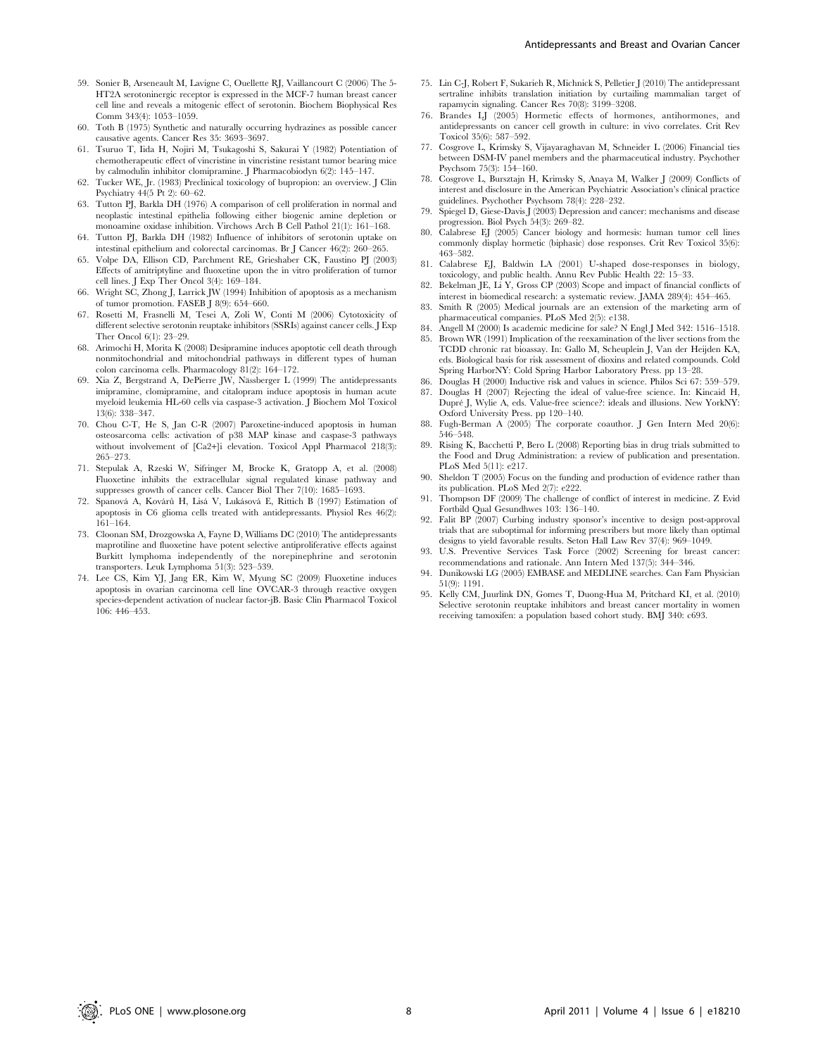59. Sonier B, Arseneault M, Lavigne C, Ouellette RJ, Vaillancourt C (2006) The 5-HT2A serotoninergic receptor is expressed in the MCF-7 human breast cancer cell line and reveals a mitogenic effect of serotonin. Biochem Biophysical Res Comm 343(4): 1053–1059.
60. Toth B (1975) Synthetic and naturally occurring hydrazines as possible cancer causative agents. Cancer Res 35: 3693–3697.
61. Tsuruo T, Iida H, Nojiri M, Tsukagoshi S, Sakurai Y (1982) Potentiation of chemotherapeutic effect of vincristine in vincristine resistant tumor bearing mice by calmodulin inhibitor clomipramine. J Pharmacobiodyn 6(2): 145–147.
62. Tucker WE, Jr. (1983) Preclinical toxicology of bupropion: an overview. J Clin Psychiatry 44(5 Pt 2): 60–62.
63. Tutton PJ, Barkla DH (1976) A comparison of cell proliferation in normal and neoplastic intestinal epithelia following either biogenic amine depletion or monoamine oxidase inhibition. Virchows Arch B Cell Pathol 21(1): 161–168.
64. Tutton PJ, Barkla DH (1982) Influence of inhibitors of serotonin uptake on intestinal epithelium and colorectal carcinomas. Br J Cancer 46(2): 260–265.
65. Volpe DA, Ellison CD, Parchment RE, Grieshaber CK, Faustino PJ (2003) Effects of amitriptyline and fluoxetine upon the in vitro proliferation of tumor cell lines. J Exp Ther Oncol 3(4): 169–184.
66. Wright SC, Zhong J, Larrick JW (1994) Inhibition of apoptosis as a mechanism of tumor promotion. FASEB J 8(9): 654–660.
67. Rosetti M, Frasnelli M, Tesei A, Zoli W, Conti M (2006) Cytotoxicity of different selective serotonin reuptake inhibitors (SSRIs) against cancer cells. J Exp Ther Oncol 6(1): 23–29.
68. Arimochi H, Morita K (2008) Desipramine induces apoptotic cell death through nonmitochondrial and mitochondrial pathways in different types of human colon carcinoma cells. Pharmacology 81(2): 164–172.
69. Xia Z, Bergstrand A, DePierre JW, Nässberger L (1999) The antidepressants imipramine, clomipramine, and citalopram induce apoptosis in human acute myeloid leukemia HL-60 cells via caspase-3 activation. J Biochem Mol Toxicol 13(6): 338–347.
70. Chou C-T, He S, Jan C-R (2007) Paroxetine-induced apoptosis in human osteosarcoma cells: activation of p38 MAP kinase and caspase-3 pathways without involvement of [Ca2+]i elevation. Toxicol Appl Pharmacol 218(3): 265–273.
71. Stepulak A, Rzeski W, Sifringer M, Brocke K, Gratopp A, et al. (2008) Fluoxetine inhibits the extracellular signal regulated kinase pathway and suppresses growth of cancer cells. Cancer Biol Ther 7(10): 1685–1693.
72. Spanová A, Kovárů H, Lisá V, Lukásová E, Rittich B (1997) Estimation of apoptosis in C6 glioma cells treated with antidepressants. Physiol Res 46(2): 161–164.
73. Cloonan SM, Drozgowska A, Fayne D, Williams DC (2010) The antidepressants maprotiline and fluoxetine have potent selective antiproliferative effects against Burkitt lymphoma independently of the norepinephrine and serotonin transporters. Leuk Lymphoma 51(3): 523–539.
74. Lee CS, Kim YJ, Jang ER, Kim W, Myung SC (2009) Fluoxetine induces apoptosis in ovarian carcinoma cell line OVCAR-3 through reactive oxygen species-dependent activation of nuclear factor-jB. Basic Clin Pharmacol Toxicol 106: 446–453.
75. Lin C-J, Robert F, Sukarieh R, Michnick S, Pelletier J (2010) The antidepressant sertraline inhibits translation initiation by curtailing mammalian target of rapamycin signaling. Cancer Res 70(8): 3199–3208.
76. Brandes LJ (2005) Hormetic effects of hormones, antihormones, and antidepressants on cancer cell growth in culture: in vivo correlates. Crit Rev Toxicol 35(6): 587–592.
77. Cosgrove L, Krimsky S, Vijayaraghavan M, Schneider L (2006) Financial ties between DSM-IV panel members and the pharmaceutical industry. Psychother Psychsom 75(3): 154–160.
78. Cosgrove L, Bursztajn H, Krimsky S, Anaya M, Walker J (2009) Conflicts of interest and disclosure in the American Psychiatric Association's clinical practice guidelines. Psychother Psychsom 78(4): 228–232.
79. Spiegel D, Giese-Davis J (2003) Depression and cancer: mechanisms and disease progression. Biol Psych 54(3): 269–82.
80. Calabrese EJ (2005) Cancer biology and hormesis: human tumor cell lines commonly display hormetic (biphasic) dose responses. Crit Rev Toxicol 35(6): 463–582.
81. Calabrese EJ, Baldwin LA (2001) U-shaped dose-responses in biology, toxicology, and public health. Annu Rev Public Health 22: 15–33.
82. Bekelman JE, Li Y, Gross CP (2003) Scope and impact of financial conflicts of interest in biomedical research: a systematic review. JAMA 289(4): 454–465.
83. Smith R (2005) Medical journals are an extension of the marketing arm of pharmaceutical companies. PLoS Med 2(5): e138.
84. Angell M (2000) Is academic medicine for sale? N Engl J Med 342: 1516–1518.
85. Brown WR (1991) Implication of the reexamination of the liver sections from the TCDD chronic rat bioassay. In: Gallo M, Scheuplein J, Van der Heijden KA, eds. Biological basis for risk assessment of dioxins and related compounds. Cold Spring HarborNY: Cold Spring Harbor Laboratory Press. pp 13–28.
86. Douglas H (2000) Inductive risk and values in science. Philos Sci 67: 559–579.
87. Douglas H (2007) Rejecting the ideal of value-free science. In: Kincaid H, Dupré J, Wylie A, eds. Value-free science?: ideals and illusions. New YorkNY: Oxford University Press. pp 120–140.
88. Fugh-Berman A (2005) The corporate coauthor. J Gen Intern Med 20(6): 546–548.
89. Rising K, Bacchetti P, Bero L (2008) Reporting bias in drug trials submitted to the Food and Drug Administration: a review of publication and presentation. PLoS Med 5(11): e217.
90. Sheldon T (2005) Focus on the funding and production of evidence rather than its publication. PLoS Med 2(7): e222.
91. Thompson DF (2009) The challenge of conflict of interest in medicine. Z Evid Fortbild Qual Gesundhwes 103: 136–140.
92. Falit BP (2007) Curbing industry sponsor's incentive to design post-approval trials that are suboptimal for informing prescribers but more likely than optimal designs to yield favorable results. Seton Hall Law Rev 37(4): 969–1049.
93. U.S. Preventive Services Task Force (2002) Screening for breast cancer: recommendations and rationale. Ann Intern Med 137(5): 344–346.
94. Dunikowski LG (2005) EMBASE and MEDLINE searches. Can Fam Physician 51(9): 1191.
95. Kelly CM, Juurlink DN, Gomes T, Duong-Hua M, Pritchard KI, et al. (2010) Selective serotonin reuptake inhibitors and breast cancer mortality in women receiving tamoxifen: a population based cohort study. BMJ 340: c693.